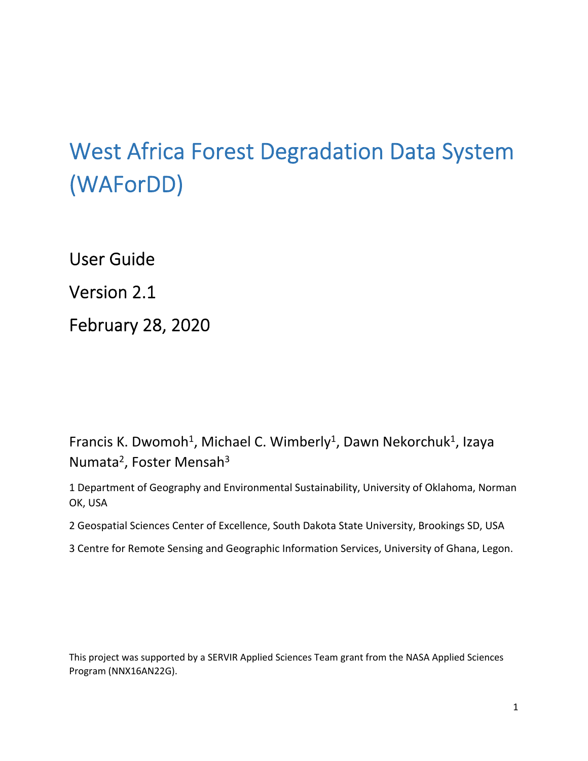# West Africa Forest Degradation Data System (WAForDD)

User Guide

Version 2.1

February 28, 2020

Francis K. Dwomoh[1], Michael C. Wimberly[1], Dawn Nekorchuk[1], Izaya Numata[2], Foster Mensah[3]

1 Department of Geography and Environmental Sustainability, University of Oklahoma, Norman OK, USA

2 Geospatial Sciences Center of Excellence, South Dakota State University, Brookings SD, USA

3 Centre for Remote Sensing and Geographic Information Services, University of Ghana, Legon.

This project was supported by a SERVIR Applied Sciences Team grant from the NASA Applied Sciences Program (NNX16AN22G).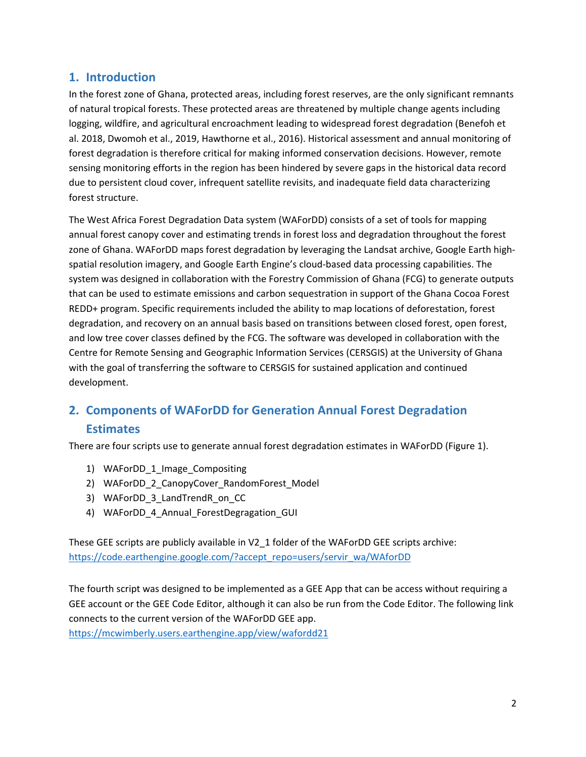## 1. Introduction

In the forest zone of Ghana, protected areas, including forest reserves, are the only significant remnants of natural tropical forests. These protected areas are threatened by multiple change agents including logging, wildfire, and agricultural encroachment leading to widespread forest degradation (Benefoh et al. 2018, Dwomoh et al., 2019, Hawthorne et al., 2016). Historical assessment and annual monitoring of forest degradation is therefore critical for making informed conservation decisions. However, remote sensing monitoring efforts in the region has been hindered by severe gaps in the historical data record due to persistent cloud cover, infrequent satellite revisits, and inadequate field data characterizing forest structure.

The West Africa Forest Degradation Data system (WAForDD) consists of a set of tools for mapping annual forest canopy cover and estimating trends in forest loss and degradation throughout the forest zone of Ghana. WAForDD maps forest degradation by leveraging the Landsat archive, Google Earth high-spatial resolution imagery, and Google Earth Engine's cloud-based data processing capabilities. The system was designed in collaboration with the Forestry Commission of Ghana (FCG) to generate outputs that can be used to estimate emissions and carbon sequestration in support of the Ghana Cocoa Forest REDD+ program. Specific requirements included the ability to map locations of deforestation, forest degradation, and recovery on an annual basis based on transitions between closed forest, open forest, and low tree cover classes defined by the FCG. The software was developed in collaboration with the Centre for Remote Sensing and Geographic Information Services (CERSGIS) at the University of Ghana with the goal of transferring the software to CERSGIS for sustained application and continued development.

## 2. Components of WAForDD for Generation Annual Forest Degradation Estimates

There are four scripts use to generate annual forest degradation estimates in WAForDD (Figure 1).

1) WAForDD_1_Image_Compositing
2) WAForDD_2_CanopyCover_RandomForest_Model
3) WAForDD_3_LandTrendR_on_CC
4) WAForDD_4_Annual_ForestDegragation_GUI

These GEE scripts are publicly available in V2_1 folder of the WAForDD GEE scripts archive: https://code.earthengine.google.com/?accept_repo=users/servir_wa/WAforDD

The fourth script was designed to be implemented as a GEE App that can be access without requiring a GEE account or the GEE Code Editor, although it can also be run from the Code Editor. The following link connects to the current version of the WAForDD GEE app.
https://mcwimberly.users.earthengine.app/view/wafordd21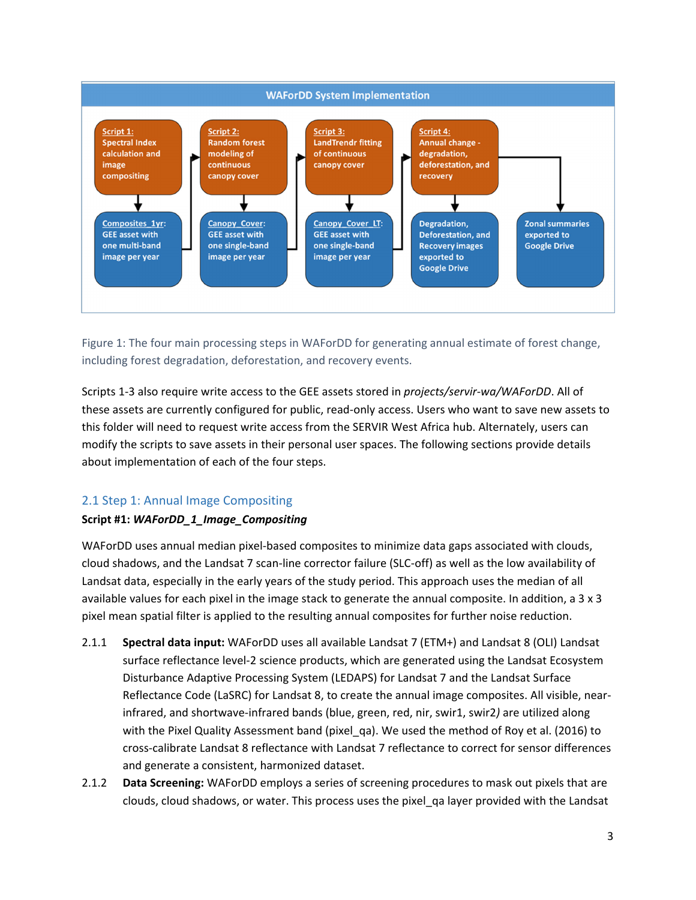**WAForDD System Implementation**

- **Script 1:** Spectral Index calculation and image compositing → **Composites_1yr:** GEE asset with one multi-band image per year
- **Script 2:** Random forest modeling of continuous canopy cover → **Canopy_Cover:** GEE asset with one single-band image per year
- **Script 3:** LandTrendr fitting of continuous canopy cover → **Canopy_Cover_LT:** GEE asset with one single-band image per year
- **Script 4:** Annual change - degradation, deforestation, and recovery → Degradation, Deforestation, and Recovery images exported to Google Drive; Zonal summaries exported to Google Drive

Figure 1: The four main processing steps in WAForDD for generating annual estimate of forest change, including forest degradation, deforestation, and recovery events.

Scripts 1-3 also require write access to the GEE assets stored in *projects/servir-wa/WAForDD*. All of these assets are currently configured for public, read-only access. Users who want to save new assets to this folder will need to request write access from the SERVIR West Africa hub. Alternately, users can modify the scripts to save assets in their personal user spaces. The following sections provide details about implementation of each of the four steps.

## 2.1 Step 1: Annual Image Compositing

**Script #1: *WAForDD_1_Image_Compositing***

WAForDD uses annual median pixel-based composites to minimize data gaps associated with clouds, cloud shadows, and the Landsat 7 scan-line corrector failure (SLC-off) as well as the low availability of Landsat data, especially in the early years of the study period. This approach uses the median of all available values for each pixel in the image stack to generate the annual composite. In addition, a 3 x 3 pixel mean spatial filter is applied to the resulting annual composites for further noise reduction.

2.1.1 **Spectral data input:** WAForDD uses all available Landsat 7 (ETM+) and Landsat 8 (OLI) Landsat surface reflectance level-2 science products, which are generated using the Landsat Ecosystem Disturbance Adaptive Processing System (LEDAPS) for Landsat 7 and the Landsat Surface Reflectance Code (LaSRC) for Landsat 8, to create the annual image composites. All visible, near-infrared, and shortwave-infrared bands (blue, green, red, nir, swir1, swir2*)* are utilized along with the Pixel Quality Assessment band (pixel_qa). We used the method of Roy et al. (2016) to cross-calibrate Landsat 8 reflectance with Landsat 7 reflectance to correct for sensor differences and generate a consistent, harmonized dataset.

2.1.2 **Data Screening:** WAForDD employs a series of screening procedures to mask out pixels that are clouds, cloud shadows, or water. This process uses the pixel_qa layer provided with the Landsat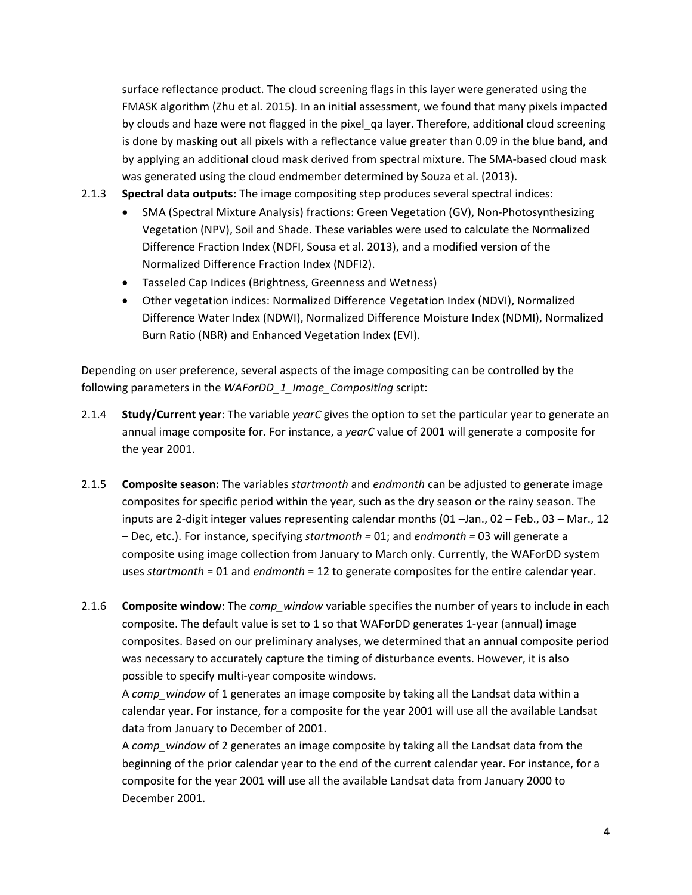surface reflectance product. The cloud screening flags in this layer were generated using the FMASK algorithm (Zhu et al. 2015). In an initial assessment, we found that many pixels impacted by clouds and haze were not flagged in the pixel_qa layer. Therefore, additional cloud screening is done by masking out all pixels with a reflectance value greater than 0.09 in the blue band, and by applying an additional cloud mask derived from spectral mixture. The SMA-based cloud mask was generated using the cloud endmember determined by Souza et al. (2013).

2.1.3 **Spectral data outputs:** The image compositing step produces several spectral indices:

- SMA (Spectral Mixture Analysis) fractions: Green Vegetation (GV), Non-Photosynthesizing Vegetation (NPV), Soil and Shade. These variables were used to calculate the Normalized Difference Fraction Index (NDFI, Sousa et al. 2013), and a modified version of the Normalized Difference Fraction Index (NDFI2).
- Tasseled Cap Indices (Brightness, Greenness and Wetness)
- Other vegetation indices: Normalized Difference Vegetation Index (NDVI), Normalized Difference Water Index (NDWI), Normalized Difference Moisture Index (NDMI), Normalized Burn Ratio (NBR) and Enhanced Vegetation Index (EVI).

Depending on user preference, several aspects of the image compositing can be controlled by the following parameters in the *WAForDD_1_Image_Compositing* script:

2.1.4 **Study/Current year**: The variable *yearC* gives the option to set the particular year to generate an annual image composite for. For instance, a *yearC* value of 2001 will generate a composite for the year 2001.

2.1.5 **Composite season:** The variables *startmonth* and *endmonth* can be adjusted to generate image composites for specific period within the year, such as the dry season or the rainy season. The inputs are 2-digit integer values representing calendar months (01 –Jan., 02 – Feb., 03 – Mar., 12 – Dec, etc.). For instance, specifying *startmonth =* 01; and *endmonth =* 03 will generate a composite using image collection from January to March only. Currently, the WAForDD system uses *startmonth* = 01 and *endmonth* = 12 to generate composites for the entire calendar year.

2.1.6 **Composite window**: The *comp_window* variable specifies the number of years to include in each composite. The default value is set to 1 so that WAForDD generates 1-year (annual) image composites. Based on our preliminary analyses, we determined that an annual composite period was necessary to accurately capture the timing of disturbance events. However, it is also possible to specify multi-year composite windows.

A *comp_window* of 1 generates an image composite by taking all the Landsat data within a calendar year. For instance, for a composite for the year 2001 will use all the available Landsat data from January to December of 2001.

A *comp_window* of 2 generates an image composite by taking all the Landsat data from the beginning of the prior calendar year to the end of the current calendar year. For instance, for a composite for the year 2001 will use all the available Landsat data from January 2000 to December 2001.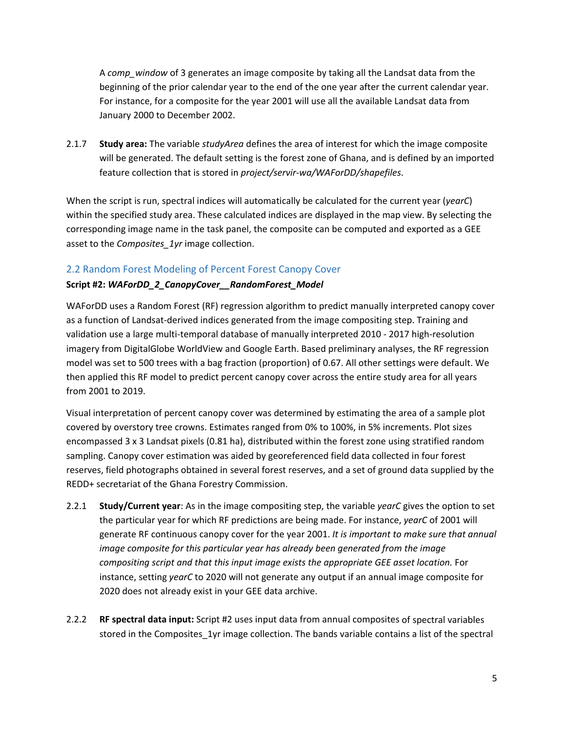A *comp_window* of 3 generates an image composite by taking all the Landsat data from the beginning of the prior calendar year to the end of the one year after the current calendar year. For instance, for a composite for the year 2001 will use all the available Landsat data from January 2000 to December 2002.

2.1.7 **Study area:** The variable *studyArea* defines the area of interest for which the image composite will be generated. The default setting is the forest zone of Ghana, and is defined by an imported feature collection that is stored in *project/servir-wa/WAForDD/shapefiles*.

When the script is run, spectral indices will automatically be calculated for the current year (*yearC*) within the specified study area. These calculated indices are displayed in the map view. By selecting the corresponding image name in the task panel, the composite can be computed and exported as a GEE asset to the *Composites_1yr* image collection.

## 2.2 Random Forest Modeling of Percent Forest Canopy Cover

**Script #2: *WAForDD_2_CanopyCover__RandomForest_Model***

WAForDD uses a Random Forest (RF) regression algorithm to predict manually interpreted canopy cover as a function of Landsat-derived indices generated from the image compositing step. Training and validation use a large multi-temporal database of manually interpreted 2010 - 2017 high-resolution imagery from DigitalGlobe WorldView and Google Earth. Based preliminary analyses, the RF regression model was set to 500 trees with a bag fraction (proportion) of 0.67. All other settings were default. We then applied this RF model to predict percent canopy cover across the entire study area for all years from 2001 to 2019.

Visual interpretation of percent canopy cover was determined by estimating the area of a sample plot covered by overstory tree crowns. Estimates ranged from 0% to 100%, in 5% increments. Plot sizes encompassed 3 x 3 Landsat pixels (0.81 ha), distributed within the forest zone using stratified random sampling. Canopy cover estimation was aided by georeferenced field data collected in four forest reserves, field photographs obtained in several forest reserves, and a set of ground data supplied by the REDD+ secretariat of the Ghana Forestry Commission.

2.2.1 **Study/Current year**: As in the image compositing step, the variable *yearC* gives the option to set the particular year for which RF predictions are being made. For instance, *yearC* of 2001 will generate RF continuous canopy cover for the year 2001. *It is important to make sure that annual image composite for this particular year has already been generated from the image compositing script and that this input image exists the appropriate GEE asset location.* For instance, setting *yearC* to 2020 will not generate any output if an annual image composite for 2020 does not already exist in your GEE data archive.

2.2.2 **RF spectral data input:** Script #2 uses input data from annual composites of spectral variables stored in the Composites_1yr image collection. The bands variable contains a list of the spectral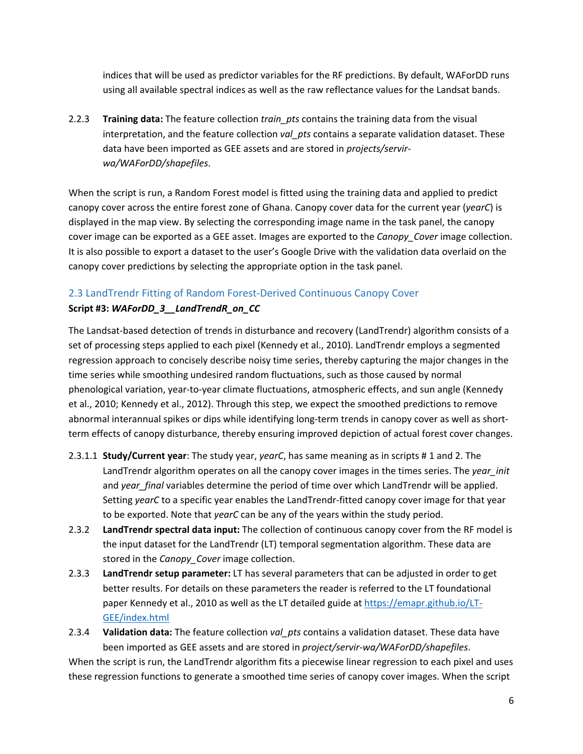indices that will be used as predictor variables for the RF predictions. By default, WAForDD runs using all available spectral indices as well as the raw reflectance values for the Landsat bands.

2.2.3 **Training data:** The feature collection *train_pts* contains the training data from the visual interpretation, and the feature collection *val_pts* contains a separate validation dataset. These data have been imported as GEE assets and are stored in *projects/servir-wa/WAForDD/shapefiles*.

When the script is run, a Random Forest model is fitted using the training data and applied to predict canopy cover across the entire forest zone of Ghana. Canopy cover data for the current year (*yearC*) is displayed in the map view. By selecting the corresponding image name in the task panel, the canopy cover image can be exported as a GEE asset. Images are exported to the *Canopy_Cover* image collection. It is also possible to export a dataset to the user's Google Drive with the validation data overlaid on the canopy cover predictions by selecting the appropriate option in the task panel.

## 2.3 LandTrendr Fitting of Random Forest-Derived Continuous Canopy Cover

**Script #3: *WAForDD_3__LandTrendR_on_CC***

The Landsat-based detection of trends in disturbance and recovery (LandTrendr) algorithm consists of a set of processing steps applied to each pixel (Kennedy et al., 2010). LandTrendr employs a segmented regression approach to concisely describe noisy time series, thereby capturing the major changes in the time series while smoothing undesired random fluctuations, such as those caused by normal phenological variation, year-to-year climate fluctuations, atmospheric effects, and sun angle (Kennedy et al., 2010; Kennedy et al., 2012). Through this step, we expect the smoothed predictions to remove abnormal interannual spikes or dips while identifying long-term trends in canopy cover as well as short-term effects of canopy disturbance, thereby ensuring improved depiction of actual forest cover changes.

2.3.1.1 **Study/Current year**: The study year, *yearC*, has same meaning as in scripts # 1 and 2. The LandTrendr algorithm operates on all the canopy cover images in the times series. The *year_init* and *year_final* variables determine the period of time over which LandTrendr will be applied. Setting *yearC* to a specific year enables the LandTrendr-fitted canopy cover image for that year to be exported. Note that *yearC* can be any of the years within the study period.

2.3.2 **LandTrendr spectral data input:** The collection of continuous canopy cover from the RF model is the input dataset for the LandTrendr (LT) temporal segmentation algorithm. These data are stored in the *Canopy_Cover* image collection.

2.3.3 **LandTrendr setup parameter:** LT has several parameters that can be adjusted in order to get better results. For details on these parameters the reader is referred to the LT foundational paper Kennedy et al., 2010 as well as the LT detailed guide at [https://emapr.github.io/LT-GEE/index.html](https://emapr.github.io/LT-GEE/index.html)

2.3.4 **Validation data:** The feature collection *val_pts* contains a validation dataset. These data have been imported as GEE assets and are stored in *project/servir-wa/WAForDD/shapefiles*.

When the script is run, the LandTrendr algorithm fits a piecewise linear regression to each pixel and uses these regression functions to generate a smoothed time series of canopy cover images. When the script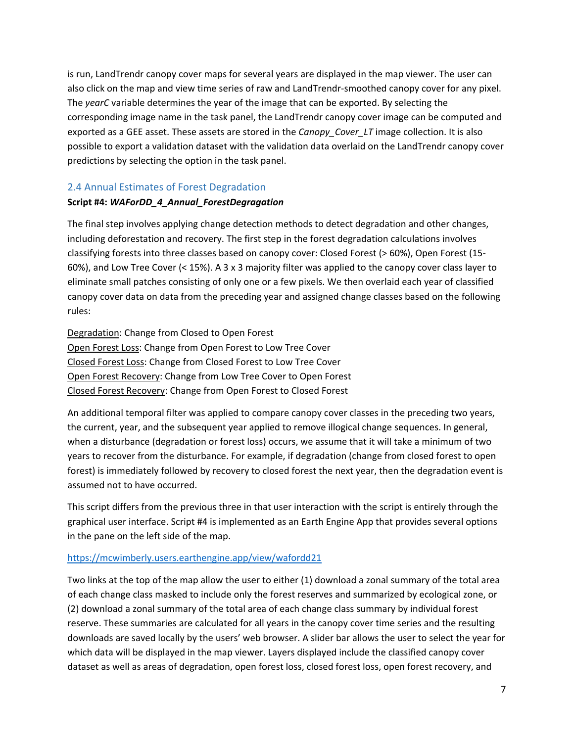is run, LandTrendr canopy cover maps for several years are displayed in the map viewer. The user can also click on the map and view time series of raw and LandTrendr-smoothed canopy cover for any pixel. The *yearC* variable determines the year of the image that can be exported. By selecting the corresponding image name in the task panel, the LandTrendr canopy cover image can be computed and exported as a GEE asset. These assets are stored in the *Canopy_Cover_LT* image collection. It is also possible to export a validation dataset with the validation data overlaid on the LandTrendr canopy cover predictions by selecting the option in the task panel.

## 2.4 Annual Estimates of Forest Degradation

**Script #4: *WAForDD_4_Annual_ForestDegragation***

The final step involves applying change detection methods to detect degradation and other changes, including deforestation and recovery. The first step in the forest degradation calculations involves classifying forests into three classes based on canopy cover: Closed Forest (> 60%), Open Forest (15-60%), and Low Tree Cover (< 15%). A 3 x 3 majority filter was applied to the canopy cover class layer to eliminate small patches consisting of only one or a few pixels. We then overlaid each year of classified canopy cover data on data from the preceding year and assigned change classes based on the following rules:

<u>Degradation</u>: Change from Closed to Open Forest
<u>Open Forest Loss</u>: Change from Open Forest to Low Tree Cover
<u>Closed Forest Loss</u>: Change from Closed Forest to Low Tree Cover
<u>Open Forest Recovery</u>: Change from Low Tree Cover to Open Forest
<u>Closed Forest Recovery</u>: Change from Open Forest to Closed Forest

An additional temporal filter was applied to compare canopy cover classes in the preceding two years, the current, year, and the subsequent year applied to remove illogical change sequences. In general, when a disturbance (degradation or forest loss) occurs, we assume that it will take a minimum of two years to recover from the disturbance. For example, if degradation (change from closed forest to open forest) is immediately followed by recovery to closed forest the next year, then the degradation event is assumed not to have occurred.

This script differs from the previous three in that user interaction with the script is entirely through the graphical user interface. Script #4 is implemented as an Earth Engine App that provides several options in the pane on the left side of the map.

https://mcwimberly.users.earthengine.app/view/wafordd21

Two links at the top of the map allow the user to either (1) download a zonal summary of the total area of each change class masked to include only the forest reserves and summarized by ecological zone, or (2) download a zonal summary of the total area of each change class summary by individual forest reserve. These summaries are calculated for all years in the canopy cover time series and the resulting downloads are saved locally by the users' web browser. A slider bar allows the user to select the year for which data will be displayed in the map viewer. Layers displayed include the classified canopy cover dataset as well as areas of degradation, open forest loss, closed forest loss, open forest recovery, and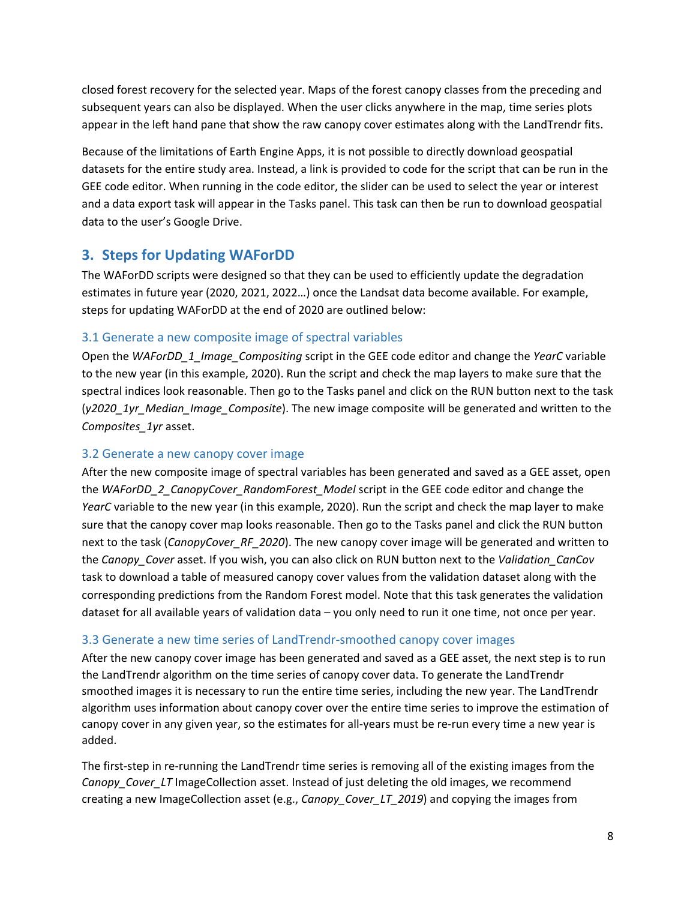closed forest recovery for the selected year. Maps of the forest canopy classes from the preceding and subsequent years can also be displayed. When the user clicks anywhere in the map, time series plots appear in the left hand pane that show the raw canopy cover estimates along with the LandTrendr fits.

Because of the limitations of Earth Engine Apps, it is not possible to directly download geospatial datasets for the entire study area. Instead, a link is provided to code for the script that can be run in the GEE code editor. When running in the code editor, the slider can be used to select the year or interest and a data export task will appear in the Tasks panel. This task can then be run to download geospatial data to the user's Google Drive.

## 3. Steps for Updating WAForDD

The WAForDD scripts were designed so that they can be used to efficiently update the degradation estimates in future year (2020, 2021, 2022…) once the Landsat data become available. For example, steps for updating WAForDD at the end of 2020 are outlined below:

### 3.1 Generate a new composite image of spectral variables

Open the *WAForDD_1_Image_Compositing* script in the GEE code editor and change the *YearC* variable to the new year (in this example, 2020). Run the script and check the map layers to make sure that the spectral indices look reasonable. Then go to the Tasks panel and click on the RUN button next to the task (*y2020_1yr_Median_Image_Composite*). The new image composite will be generated and written to the *Composites_1yr* asset.

### 3.2 Generate a new canopy cover image

After the new composite image of spectral variables has been generated and saved as a GEE asset, open the *WAForDD_2_CanopyCover_RandomForest_Model* script in the GEE code editor and change the *YearC* variable to the new year (in this example, 2020). Run the script and check the map layer to make sure that the canopy cover map looks reasonable. Then go to the Tasks panel and click the RUN button next to the task (*CanopyCover_RF_2020*). The new canopy cover image will be generated and written to the *Canopy_Cover* asset. If you wish, you can also click on RUN button next to the *Validation_CanCov* task to download a table of measured canopy cover values from the validation dataset along with the corresponding predictions from the Random Forest model. Note that this task generates the validation dataset for all available years of validation data – you only need to run it one time, not once per year.

### 3.3 Generate a new time series of LandTrendr-smoothed canopy cover images

After the new canopy cover image has been generated and saved as a GEE asset, the next step is to run the LandTrendr algorithm on the time series of canopy cover data. To generate the LandTrendr smoothed images it is necessary to run the entire time series, including the new year. The LandTrendr algorithm uses information about canopy cover over the entire time series to improve the estimation of canopy cover in any given year, so the estimates for all-years must be re-run every time a new year is added.

The first-step in re-running the LandTrendr time series is removing all of the existing images from the *Canopy_Cover_LT* ImageCollection asset. Instead of just deleting the old images, we recommend creating a new ImageCollection asset (e.g., *Canopy_Cover_LT_2019*) and copying the images from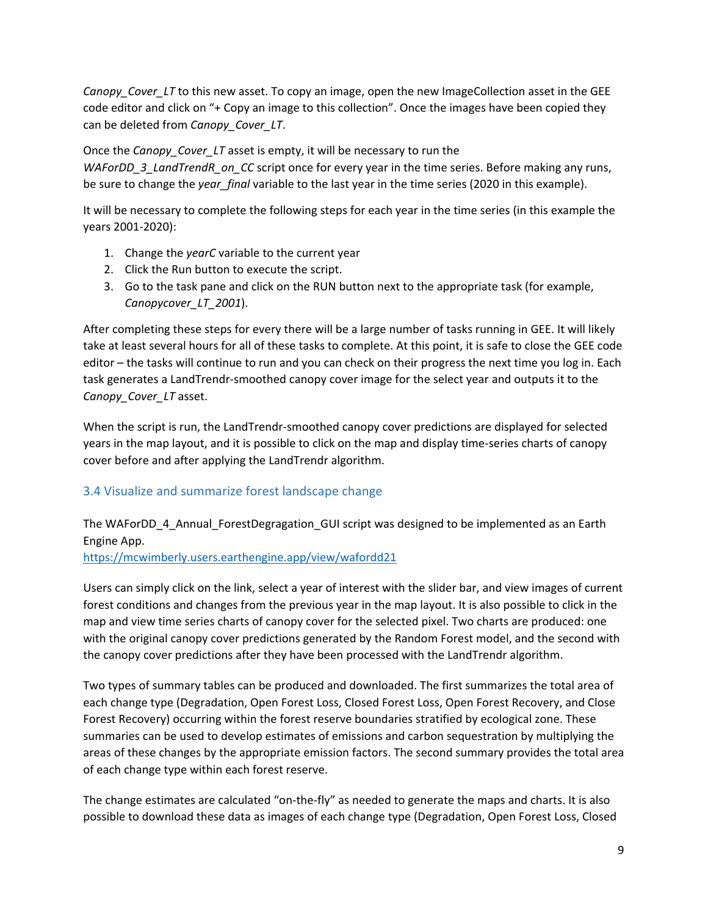*Canopy_Cover_LT* to this new asset. To copy an image, open the new ImageCollection asset in the GEE code editor and click on "+ Copy an image to this collection". Once the images have been copied they can be deleted from *Canopy_Cover_LT*.

Once the *Canopy_Cover_LT* asset is empty, it will be necessary to run the *WAForDD_3_LandTrendR_on_CC* script once for every year in the time series. Before making any runs, be sure to change the *year_final* variable to the last year in the time series (2020 in this example).

It will be necessary to complete the following steps for each year in the time series (in this example the years 2001-2020):

1. Change the *yearC* variable to the current year
2. Click the Run button to execute the script.
3. Go to the task pane and click on the RUN button next to the appropriate task (for example, *Canopycover_LT_2001*).

After completing these steps for every there will be a large number of tasks running in GEE. It will likely take at least several hours for all of these tasks to complete. At this point, it is safe to close the GEE code editor – the tasks will continue to run and you can check on their progress the next time you log in. Each task generates a LandTrendr-smoothed canopy cover image for the select year and outputs it to the *Canopy_Cover_LT* asset.

When the script is run, the LandTrendr-smoothed canopy cover predictions are displayed for selected years in the map layout, and it is possible to click on the map and display time-series charts of canopy cover before and after applying the LandTrendr algorithm.

## 3.4 Visualize and summarize forest landscape change

The WAForDD_4_Annual_ForestDegragation_GUI script was designed to be implemented as an Earth Engine App.
https://mcwimberly.users.earthengine.app/view/wafordd21

Users can simply click on the link, select a year of interest with the slider bar, and view images of current forest conditions and changes from the previous year in the map layout. It is also possible to click in the map and view time series charts of canopy cover for the selected pixel. Two charts are produced: one with the original canopy cover predictions generated by the Random Forest model, and the second with the canopy cover predictions after they have been processed with the LandTrendr algorithm.

Two types of summary tables can be produced and downloaded. The first summarizes the total area of each change type (Degradation, Open Forest Loss, Closed Forest Loss, Open Forest Recovery, and Close Forest Recovery) occurring within the forest reserve boundaries stratified by ecological zone. These summaries can be used to develop estimates of emissions and carbon sequestration by multiplying the areas of these changes by the appropriate emission factors. The second summary provides the total area of each change type within each forest reserve.

The change estimates are calculated "on-the-fly" as needed to generate the maps and charts. It is also possible to download these data as images of each change type (Degradation, Open Forest Loss, Closed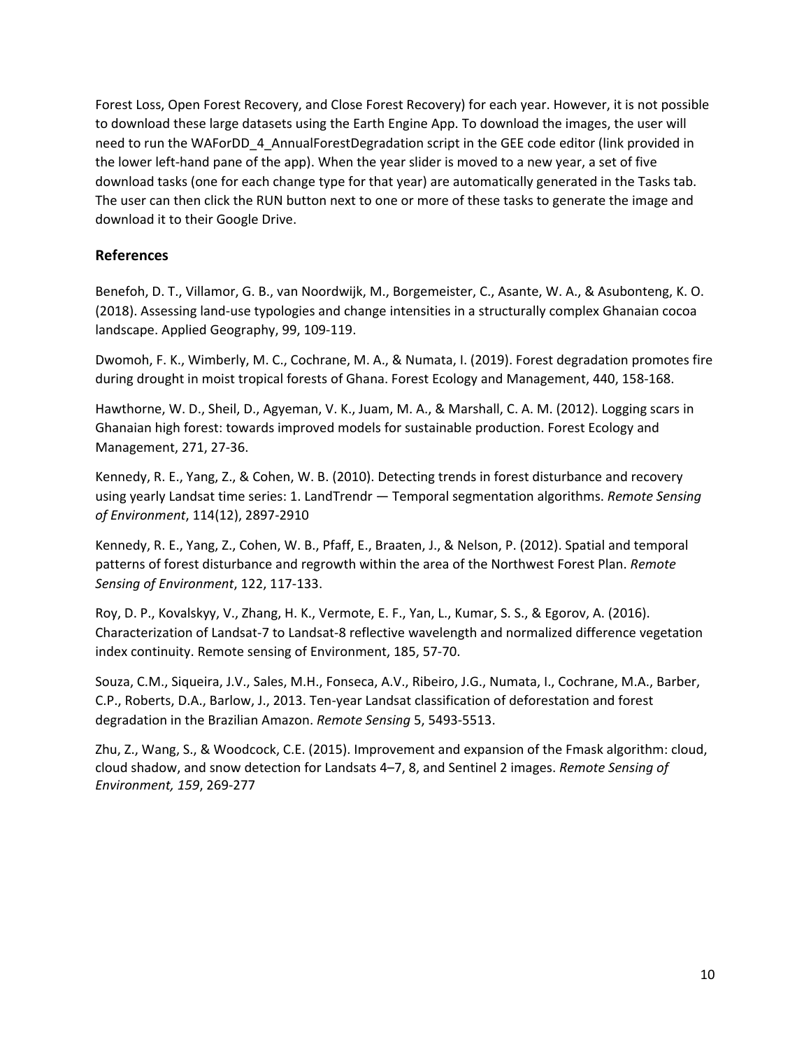Forest Loss, Open Forest Recovery, and Close Forest Recovery) for each year. However, it is not possible to download these large datasets using the Earth Engine App. To download the images, the user will need to run the WAForDD_4_AnnualForestDegradation script in the GEE code editor (link provided in the lower left-hand pane of the app). When the year slider is moved to a new year, a set of five download tasks (one for each change type for that year) are automatically generated in the Tasks tab. The user can then click the RUN button next to one or more of these tasks to generate the image and download it to their Google Drive.

## References

Benefoh, D. T., Villamor, G. B., van Noordwijk, M., Borgemeister, C., Asante, W. A., & Asubonteng, K. O. (2018). Assessing land-use typologies and change intensities in a structurally complex Ghanaian cocoa landscape. Applied Geography, 99, 109-119.

Dwomoh, F. K., Wimberly, M. C., Cochrane, M. A., & Numata, I. (2019). Forest degradation promotes fire during drought in moist tropical forests of Ghana. Forest Ecology and Management, 440, 158-168.

Hawthorne, W. D., Sheil, D., Agyeman, V. K., Juam, M. A., & Marshall, C. A. M. (2012). Logging scars in Ghanaian high forest: towards improved models for sustainable production. Forest Ecology and Management, 271, 27-36.

Kennedy, R. E., Yang, Z., & Cohen, W. B. (2010). Detecting trends in forest disturbance and recovery using yearly Landsat time series: 1. LandTrendr — Temporal segmentation algorithms. *Remote Sensing of Environment*, 114(12), 2897-2910

Kennedy, R. E., Yang, Z., Cohen, W. B., Pfaff, E., Braaten, J., & Nelson, P. (2012). Spatial and temporal patterns of forest disturbance and regrowth within the area of the Northwest Forest Plan. *Remote Sensing of Environment*, 122, 117-133.

Roy, D. P., Kovalskyy, V., Zhang, H. K., Vermote, E. F., Yan, L., Kumar, S. S., & Egorov, A. (2016). Characterization of Landsat-7 to Landsat-8 reflective wavelength and normalized difference vegetation index continuity. Remote sensing of Environment, 185, 57-70.

Souza, C.M., Siqueira, J.V., Sales, M.H., Fonseca, A.V., Ribeiro, J.G., Numata, I., Cochrane, M.A., Barber, C.P., Roberts, D.A., Barlow, J., 2013. Ten-year Landsat classification of deforestation and forest degradation in the Brazilian Amazon. *Remote Sensing* 5, 5493-5513.

Zhu, Z., Wang, S., & Woodcock, C.E. (2015). Improvement and expansion of the Fmask algorithm: cloud, cloud shadow, and snow detection for Landsats 4–7, 8, and Sentinel 2 images. *Remote Sensing of Environment, 159*, 269-277